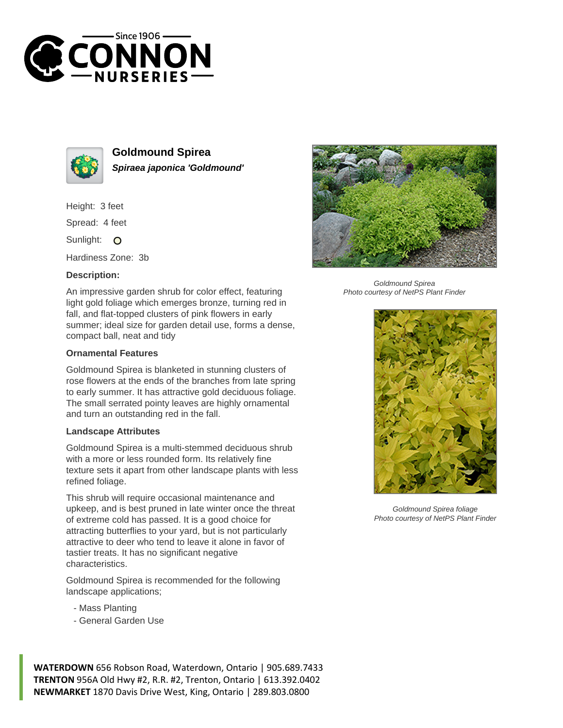# Goldmound Spirea

***Spiraea japonica 'Goldmound'***

Height: 3 feet

Spread: 4 feet

Sunlight: O

Hardiness Zone: 3b

### Description:

An impressive garden shrub for color effect, featuring light gold foliage which emerges bronze, turning red in fall, and flat-topped clusters of pink flowers in early summer; ideal size for garden detail use, forms a dense, compact ball, neat and tidy

### Ornamental Features

Goldmound Spirea is blanketed in stunning clusters of rose flowers at the ends of the branches from late spring to early summer. It has attractive gold deciduous foliage. The small serrated pointy leaves are highly ornamental and turn an outstanding red in the fall.

### Landscape Attributes

Goldmound Spirea is a multi-stemmed deciduous shrub with a more or less rounded form. Its relatively fine texture sets it apart from other landscape plants with less refined foliage.

This shrub will require occasional maintenance and upkeep, and is best pruned in late winter once the threat of extreme cold has passed. It is a good choice for attracting butterflies to your yard, but is not particularly attractive to deer who tend to leave it alone in favor of tastier treats. It has no significant negative characteristics.

Goldmound Spirea is recommended for the following landscape applications;

- Mass Planting
- General Garden Use

*Goldmound Spirea*
*Photo courtesy of NetPS Plant Finder*

*Goldmound Spirea foliage*
*Photo courtesy of NetPS Plant Finder*

**WATERDOWN** 656 Robson Road, Waterdown, Ontario | 905.689.7433
**TRENTON** 956A Old Hwy #2, R.R. #2, Trenton, Ontario | 613.392.0402
**NEWMARKET** 1870 Davis Drive West, King, Ontario | 289.803.0800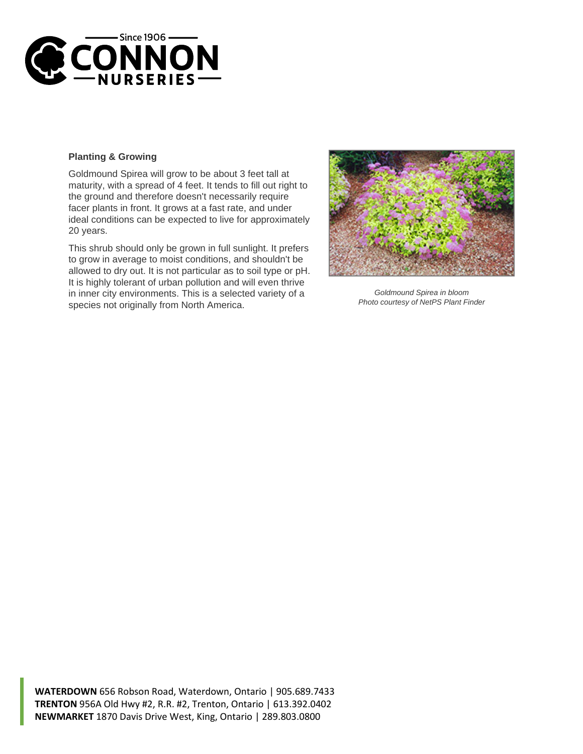### Planting & Growing

Goldmound Spirea will grow to be about 3 feet tall at maturity, with a spread of 4 feet. It tends to fill out right to the ground and therefore doesn't necessarily require facer plants in front. It grows at a fast rate, and under ideal conditions can be expected to live for approximately 20 years.

This shrub should only be grown in full sunlight. It prefers to grow in average to moist conditions, and shouldn't be allowed to dry out. It is not particular as to soil type or pH. It is highly tolerant of urban pollution and will even thrive in inner city environments. This is a selected variety of a species not originally from North America.

*Goldmound Spirea in bloom*
*Photo courtesy of NetPS Plant Finder*

**WATERDOWN** 656 Robson Road, Waterdown, Ontario | 905.689.7433
**TRENTON** 956A Old Hwy #2, R.R. #2, Trenton, Ontario | 613.392.0402
**NEWMARKET** 1870 Davis Drive West, King, Ontario | 289.803.0800